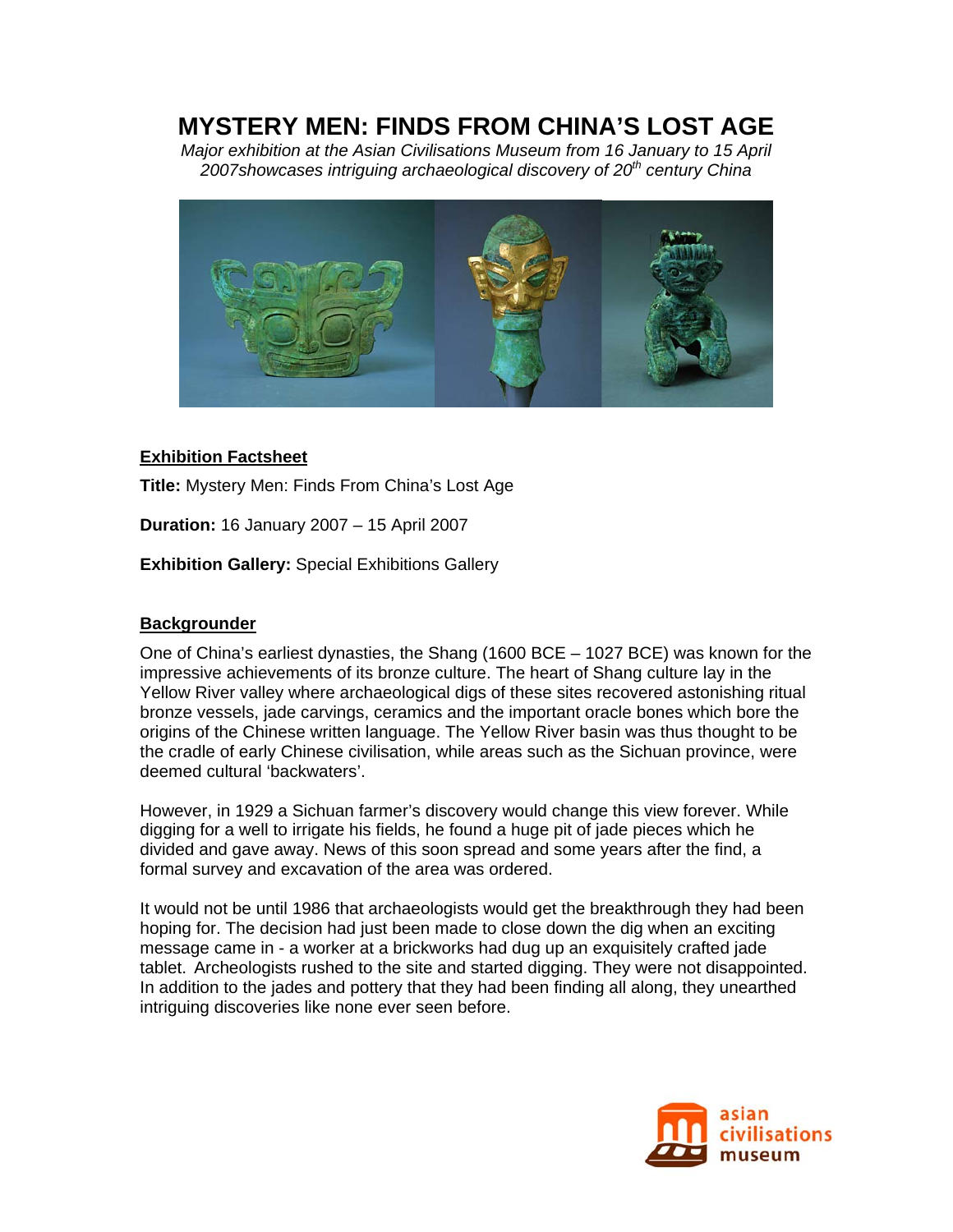# MYSTERY MEN: FINDS FROM CHINA'S LOST AGE

*Major exhibition at the Asian Civilisations Museum from 16 January to 15 April 2007showcases intriguing archaeological discovery of 20th century China*

## Exhibition Factsheet

**Title:** Mystery Men: Finds From China's Lost Age

**Duration:** 16 January 2007 – 15 April 2007

**Exhibition Gallery:** Special Exhibitions Gallery

## Backgrounder

One of China's earliest dynasties, the Shang (1600 BCE – 1027 BCE) was known for the impressive achievements of its bronze culture. The heart of Shang culture lay in the Yellow River valley where archaeological digs of these sites recovered astonishing ritual bronze vessels, jade carvings, ceramics and the important oracle bones which bore the origins of the Chinese written language. The Yellow River basin was thus thought to be the cradle of early Chinese civilisation, while areas such as the Sichuan province, were deemed cultural 'backwaters'.

However, in 1929 a Sichuan farmer's discovery would change this view forever. While digging for a well to irrigate his fields, he found a huge pit of jade pieces which he divided and gave away. News of this soon spread and some years after the find, a formal survey and excavation of the area was ordered.

It would not be until 1986 that archaeologists would get the breakthrough they had been hoping for. The decision had just been made to close down the dig when an exciting message came in - a worker at a brickworks had dug up an exquisitely crafted jade tablet. Archeologists rushed to the site and started digging. They were not disappointed. In addition to the jades and pottery that they had been finding all along, they unearthed intriguing discoveries like none ever seen before.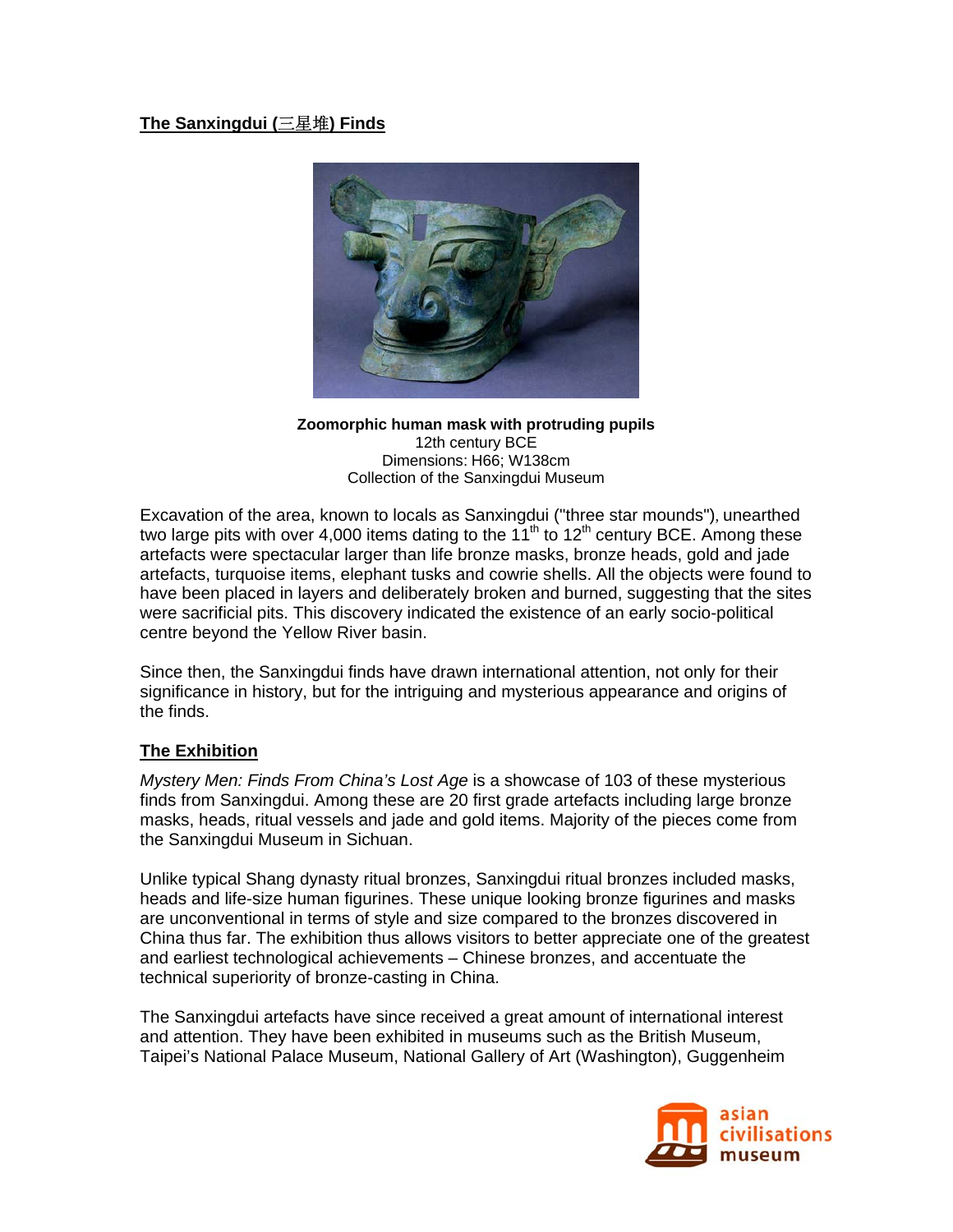**The Sanxingdui (三星堆) Finds**

**Zoomorphic human mask with protruding pupils**
12th century BCE
Dimensions: H66; W138cm
Collection of the Sanxingdui Museum

Excavation of the area, known to locals as Sanxingdui ("three star mounds"), unearthed two large pits with over 4,000 items dating to the 11th to 12th century BCE. Among these artefacts were spectacular larger than life bronze masks, bronze heads, gold and jade artefacts, turquoise items, elephant tusks and cowrie shells. All the objects were found to have been placed in layers and deliberately broken and burned, suggesting that the sites were sacrificial pits. This discovery indicated the existence of an early socio-political centre beyond the Yellow River basin.

Since then, the Sanxingdui finds have drawn international attention, not only for their significance in history, but for the intriguing and mysterious appearance and origins of the finds.

**The Exhibition**

*Mystery Men: Finds From China's Lost Age* is a showcase of 103 of these mysterious finds from Sanxingdui. Among these are 20 first grade artefacts including large bronze masks, heads, ritual vessels and jade and gold items. Majority of the pieces come from the Sanxingdui Museum in Sichuan.

Unlike typical Shang dynasty ritual bronzes, Sanxingdui ritual bronzes included masks, heads and life-size human figurines. These unique looking bronze figurines and masks are unconventional in terms of style and size compared to the bronzes discovered in China thus far. The exhibition thus allows visitors to better appreciate one of the greatest and earliest technological achievements – Chinese bronzes, and accentuate the technical superiority of bronze-casting in China.

The Sanxingdui artefacts have since received a great amount of international interest and attention. They have been exhibited in museums such as the British Museum, Taipei's National Palace Museum, National Gallery of Art (Washington), Guggenheim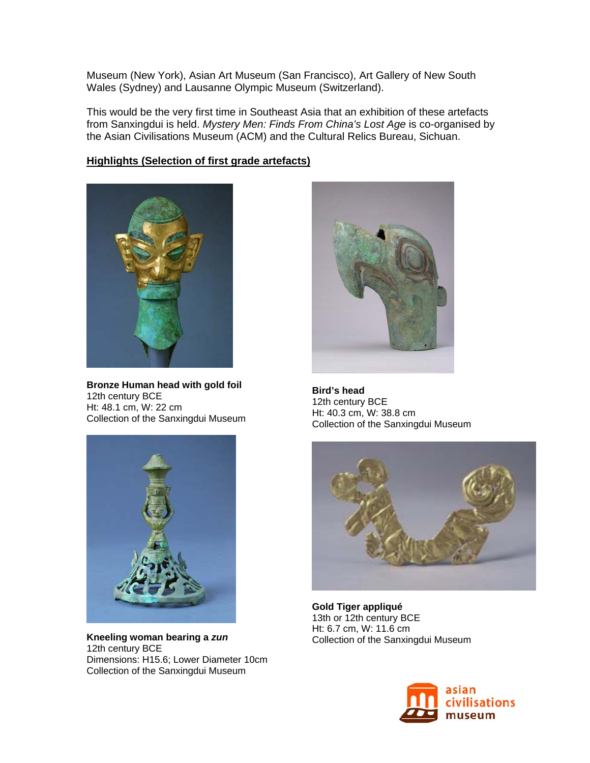Museum (New York), Asian Art Museum (San Francisco), Art Gallery of New South Wales (Sydney) and Lausanne Olympic Museum (Switzerland).

This would be the very first time in Southeast Asia that an exhibition of these artefacts from Sanxingdui is held. *Mystery Men: Finds From China's Lost Age* is co-organised by the Asian Civilisations Museum (ACM) and the Cultural Relics Bureau, Sichuan.

**Highlights (Selection of first grade artefacts)**

**Bronze Human head with gold foil**
12th century BCE
Ht: 48.1 cm, W: 22 cm
Collection of the Sanxingdui Museum

**Bird's head**
12th century BCE
Ht: 40.3 cm, W: 38.8 cm
Collection of the Sanxingdui Museum

**Kneeling woman bearing a *zun***
12th century BCE
Dimensions: H15.6; Lower Diameter 10cm
Collection of the Sanxingdui Museum

**Gold Tiger appliqué**
13th or 12th century BCE
Ht: 6.7 cm, W: 11.6 cm
Collection of the Sanxingdui Museum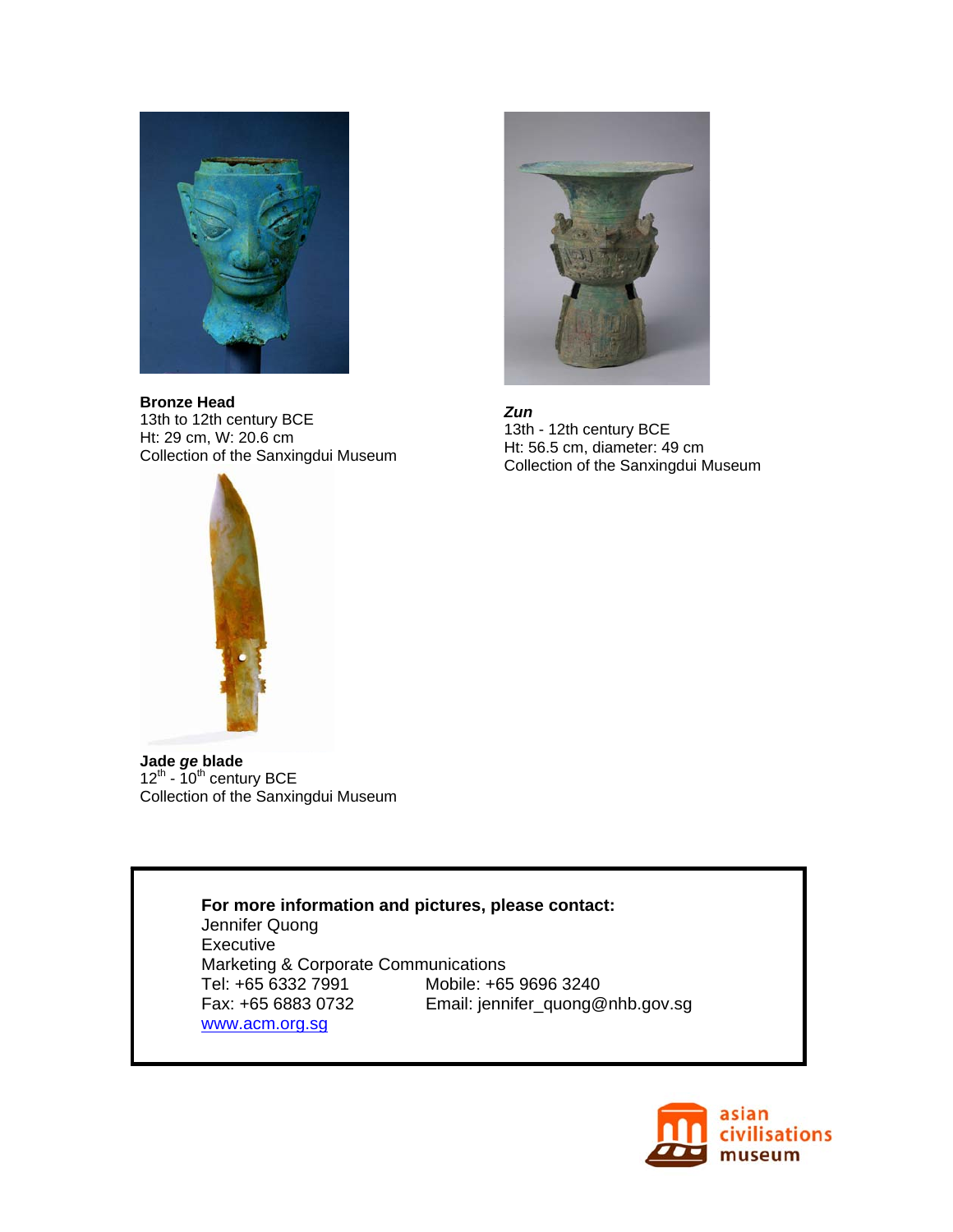**Bronze Head**
13th to 12th century BCE
Ht: 29 cm, W: 20.6 cm
Collection of the Sanxingdui Museum

***Zun***
13th - 12th century BCE
Ht: 56.5 cm, diameter: 49 cm
Collection of the Sanxingdui Museum

**Jade *ge* blade**
12th - 10th century BCE
Collection of the Sanxingdui Museum

**For more information and pictures, please contact:**
Jennifer Quong
Executive
Marketing & Corporate Communications
Tel: +65 6332 7991  Mobile: +65 9696 3240
Fax: +65 6883 0732  Email: jennifer_quong@nhb.gov.sg
www.acm.org.sg

asian civilisations museum